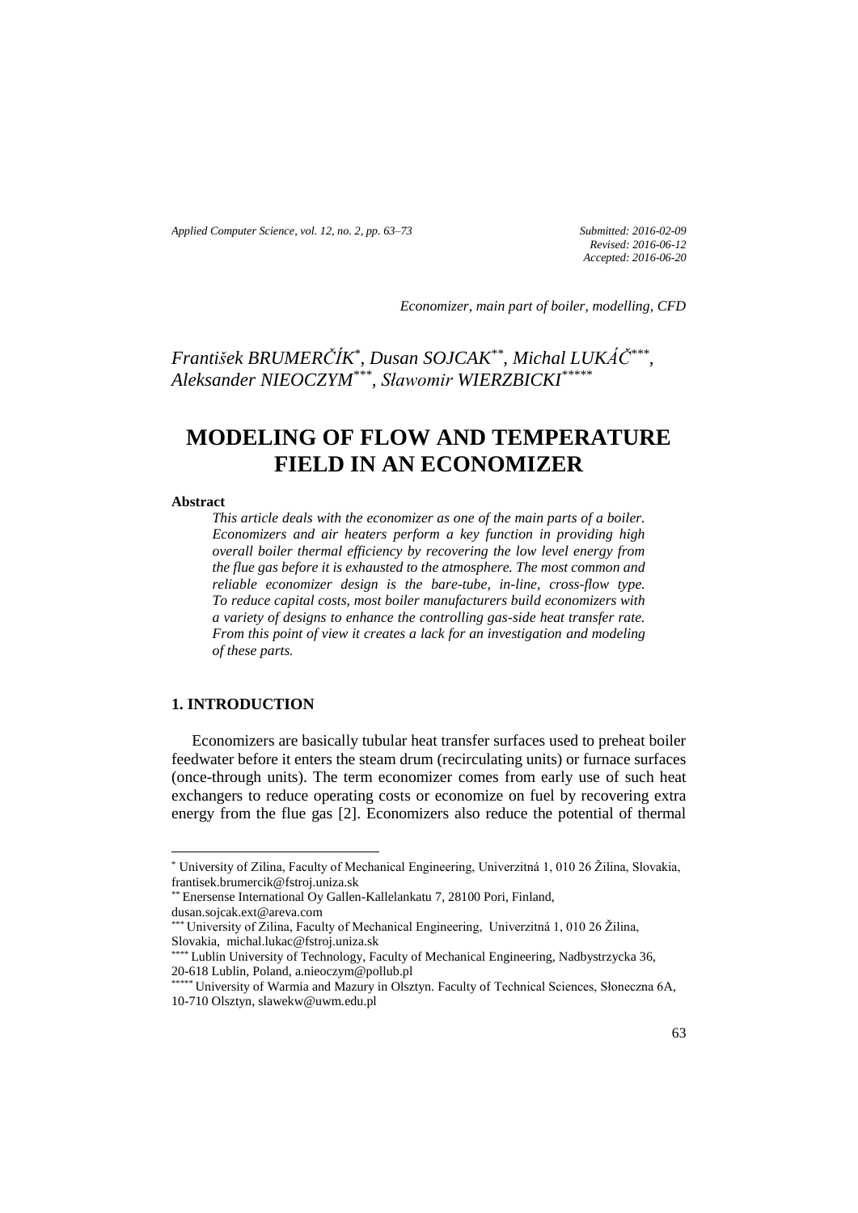*Submitted: 2016-02-09*
*Revised: 2016-06-12*
*Accepted: 2016-06-20*

*Economizer, main part of boiler, modelling, CFD*

*František BRUMERČÍK*[*], *Dusan SOJCAK*[**], *Michal LUKÁČ*[***], *Aleksander NIEOCZYM*[****], *Sławomir WIERZBICKI*[*****]

# MODELING OF FLOW AND TEMPERATURE FIELD IN AN ECONOMIZER

**Abstract**

*This article deals with the economizer as one of the main parts of a boiler. Economizers and air heaters perform a key function in providing high overall boiler thermal efficiency by recovering the low level energy from the flue gas before it is exhausted to the atmosphere. The most common and reliable economizer design is the bare-tube, in-line, cross-flow type. To reduce capital costs, most boiler manufacturers build economizers with a variety of designs to enhance the controlling gas-side heat transfer rate. From this point of view it creates a lack for an investigation and modeling of these parts.*

## 1. INTRODUCTION

Economizers are basically tubular heat transfer surfaces used to preheat boiler feedwater before it enters the steam drum (recirculating units) or furnace surfaces (once-through units). The term economizer comes from early use of such heat exchangers to reduce operating costs or economize on fuel by recovering extra energy from the flue gas [2]. Economizers also reduce the potential of thermal

---

[*] University of Zilina, Faculty of Mechanical Engineering, Univerzitná 1, 010 26 Žilina, Slovakia, frantisek.brumercik@fstroj.uniza.sk

[**] Enersense International Oy Gallen-Kallelankatu 7, 28100 Pori, Finland, dusan.sojcak.ext@areva.com

[***] University of Zilina, Faculty of Mechanical Engineering, Univerzitná 1, 010 26 Žilina, Slovakia, michal.lukac@fstroj.uniza.sk

[****] Lublin University of Technology, Faculty of Mechanical Engineering, Nadbystrzycka 36, 20-618 Lublin, Poland, a.nieoczym@pollub.pl

[*****] University of Warmia and Mazury in Olsztyn. Faculty of Technical Sciences, Słoneczna 6A, 10-710 Olsztyn, slawekw@uwm.edu.pl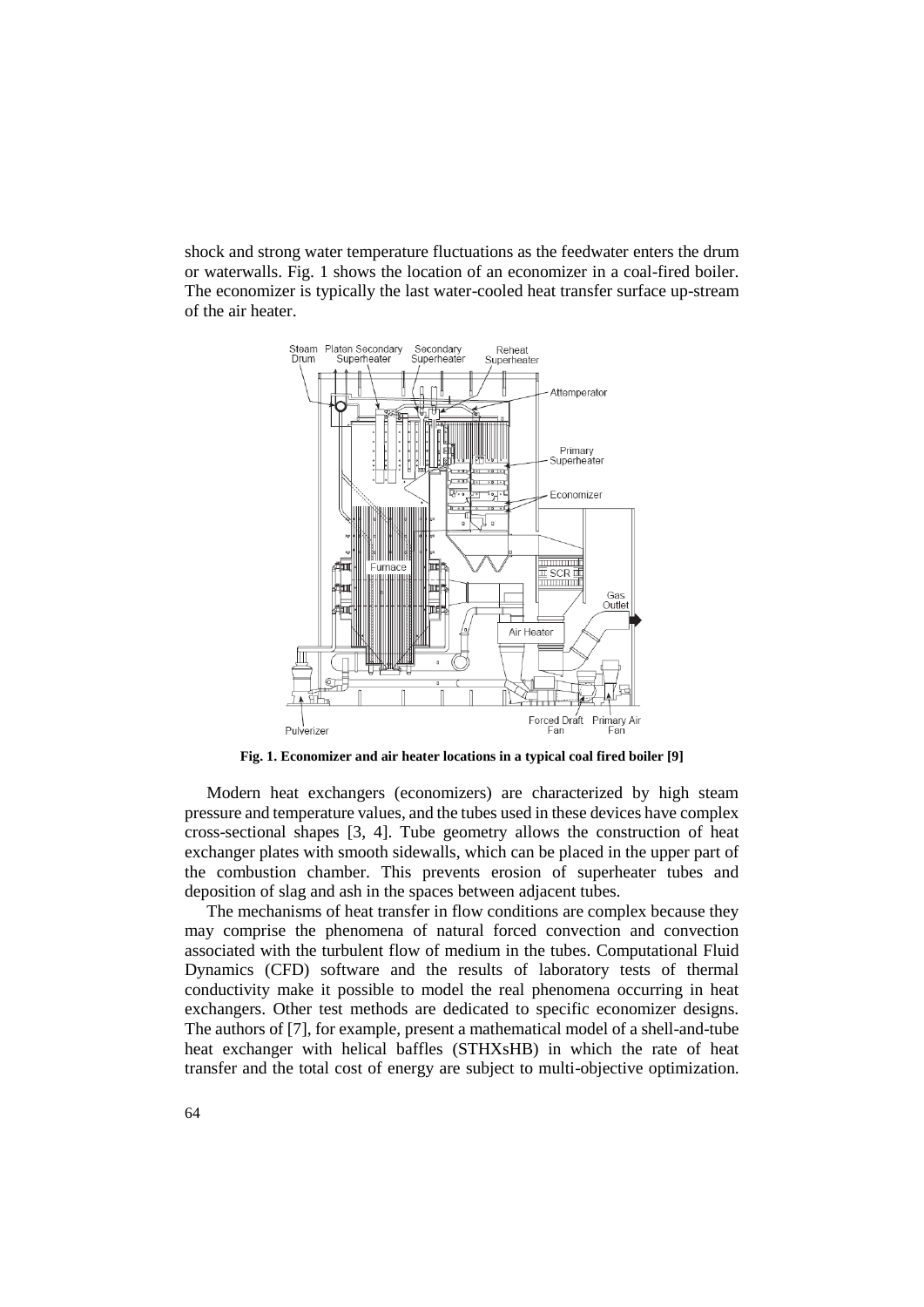shock and strong water temperature fluctuations as the feedwater enters the drum or waterwalls. Fig. 1 shows the location of an economizer in a coal-fired boiler. The economizer is typically the last water-cooled heat transfer surface up-stream of the air heater.

**Fig. 1. Economizer and air heater locations in a typical coal fired boiler [9]**

Modern heat exchangers (economizers) are characterized by high steam pressure and temperature values, and the tubes used in these devices have complex cross-sectional shapes [3, 4]. Tube geometry allows the construction of heat exchanger plates with smooth sidewalls, which can be placed in the upper part of the combustion chamber. This prevents erosion of superheater tubes and deposition of slag and ash in the spaces between adjacent tubes.

The mechanisms of heat transfer in flow conditions are complex because they may comprise the phenomena of natural forced convection and convection associated with the turbulent flow of medium in the tubes. Computational Fluid Dynamics (CFD) software and the results of laboratory tests of thermal conductivity make it possible to model the real phenomena occurring in heat exchangers. Other test methods are dedicated to specific economizer designs. The authors of [7], for example, present a mathematical model of a shell-and-tube heat exchanger with helical baffles (STHXsHB) in which the rate of heat transfer and the total cost of energy are subject to multi-objective optimization.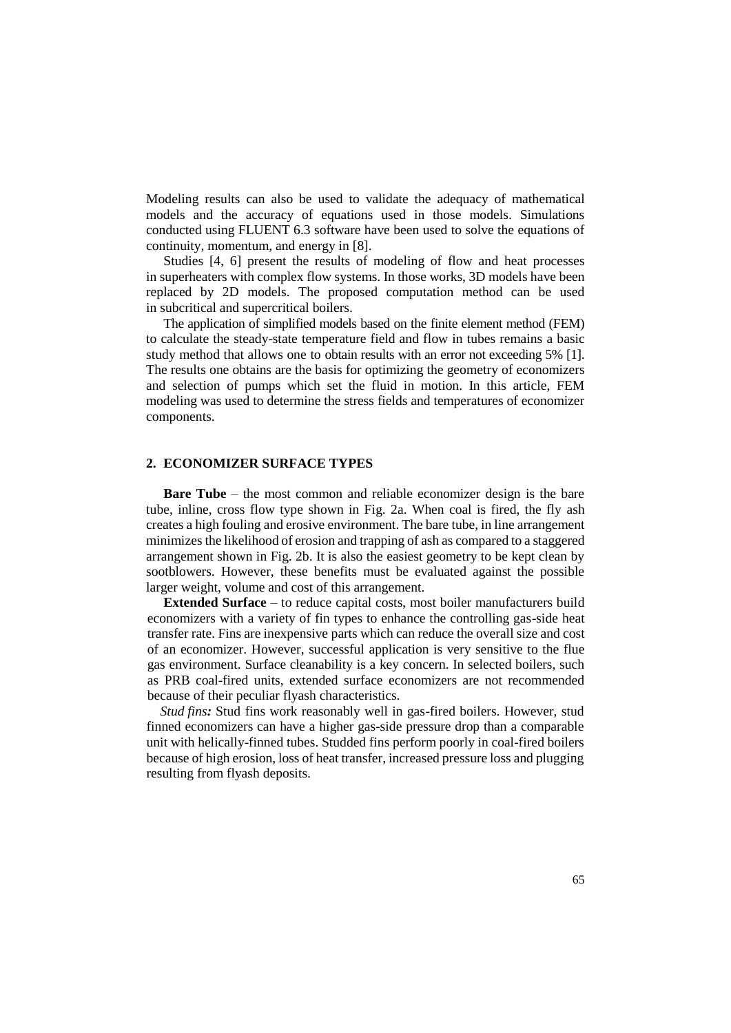Modeling results can also be used to validate the adequacy of mathematical models and the accuracy of equations used in those models. Simulations conducted using FLUENT 6.3 software have been used to solve the equations of continuity, momentum, and energy in [8].

Studies [4, 6] present the results of modeling of flow and heat processes in superheaters with complex flow systems. In those works, 3D models have been replaced by 2D models. The proposed computation method can be used in subcritical and supercritical boilers.

The application of simplified models based on the finite element method (FEM) to calculate the steady-state temperature field and flow in tubes remains a basic study method that allows one to obtain results with an error not exceeding 5% [1]. The results one obtains are the basis for optimizing the geometry of economizers and selection of pumps which set the fluid in motion. In this article, FEM modeling was used to determine the stress fields and temperatures of economizer components.

## 2. ECONOMIZER SURFACE TYPES

**Bare Tube** – the most common and reliable economizer design is the bare tube, inline, cross flow type shown in Fig. 2a. When coal is fired, the fly ash creates a high fouling and erosive environment. The bare tube, in line arrangement minimizes the likelihood of erosion and trapping of ash as compared to a staggered arrangement shown in Fig. 2b. It is also the easiest geometry to be kept clean by sootblowers. However, these benefits must be evaluated against the possible larger weight, volume and cost of this arrangement.

**Extended Surface** – to reduce capital costs, most boiler manufacturers build economizers with a variety of fin types to enhance the controlling gas-side heat transfer rate. Fins are inexpensive parts which can reduce the overall size and cost of an economizer. However, successful application is very sensitive to the flue gas environment. Surface cleanability is a key concern. In selected boilers, such as PRB coal-fired units, extended surface economizers are not recommended because of their peculiar flyash characteristics.

***Stud fins:*** Stud fins work reasonably well in gas-fired boilers. However, stud finned economizers can have a higher gas-side pressure drop than a comparable unit with helically-finned tubes. Studded fins perform poorly in coal-fired boilers because of high erosion, loss of heat transfer, increased pressure loss and plugging resulting from flyash deposits.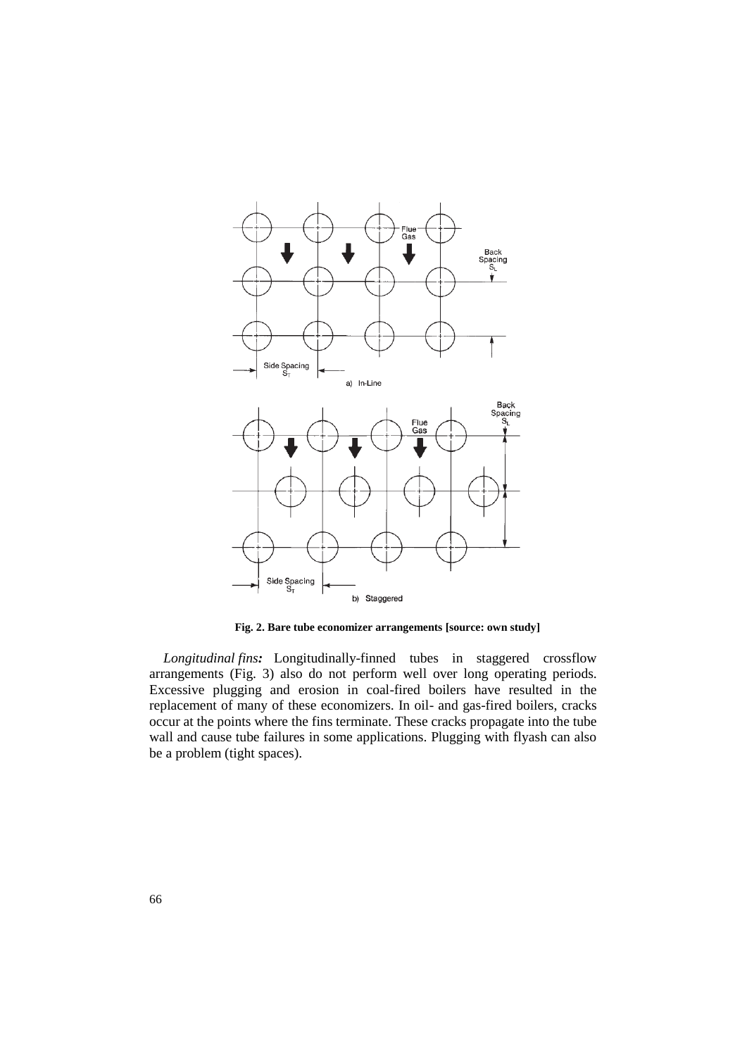Flue Gas

Back Spacing $S_L$

Side Spacing $S_T$

a) In-Line

Back Spacing $S_L$

Flue Gas

Side Spacing $S_T$

b) Staggered

**Fig. 2. Bare tube economizer arrangements [source: own study]**

*Longitudinal fins:* Longitudinally-finned tubes in staggered crossflow arrangements (Fig. 3) also do not perform well over long operating periods. Excessive plugging and erosion in coal-fired boilers have resulted in the replacement of many of these economizers. In oil- and gas-fired boilers, cracks occur at the points where the fins terminate. These cracks propagate into the tube wall and cause tube failures in some applications. Plugging with flyash can also be a problem (tight spaces).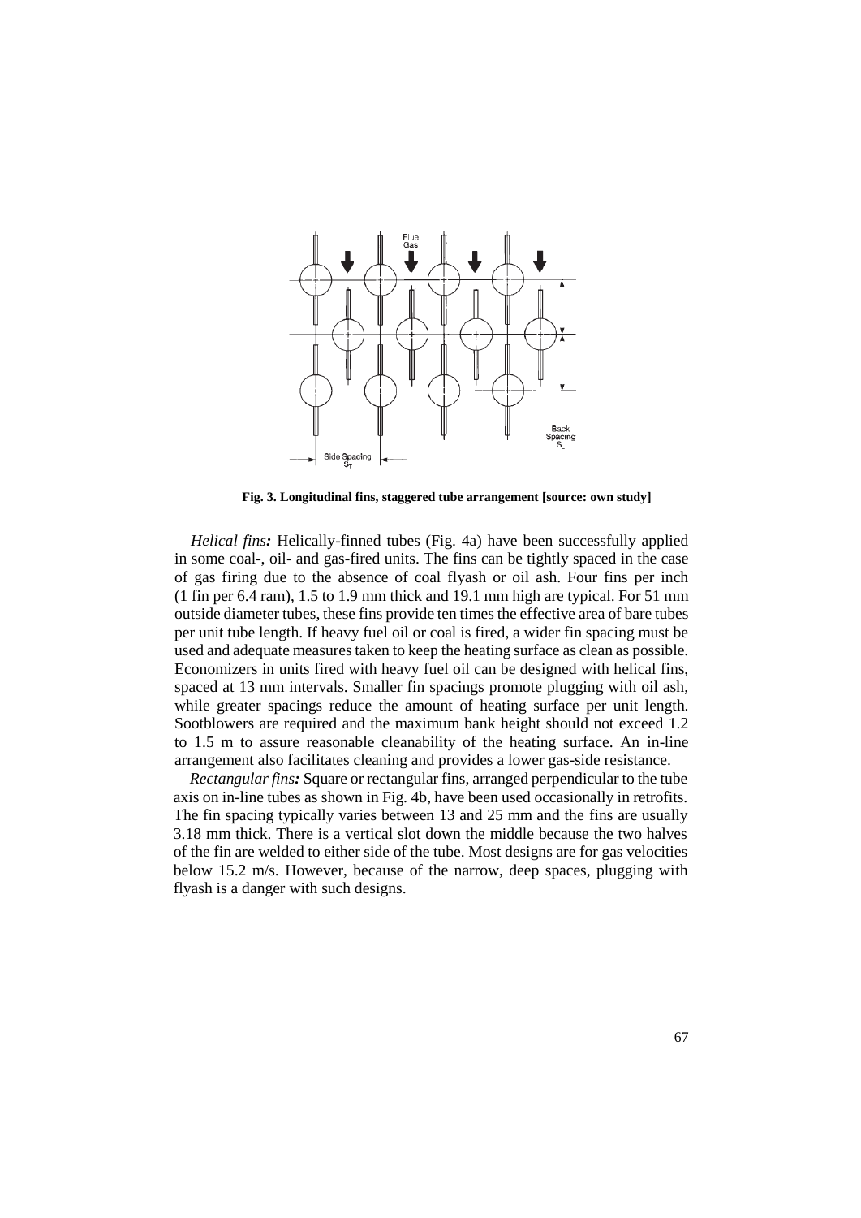Flue Gas

Back Spacing $S_L$

Side Spacing $S_T$

**Fig. 3. Longitudinal fins, staggered tube arrangement [source: own study]**

*Helical fins:* Helically-finned tubes (Fig. 4a) have been successfully applied in some coal-, oil- and gas-fired units. The fins can be tightly spaced in the case of gas firing due to the absence of coal flyash or oil ash. Four fins per inch (1 fin per 6.4 ram), 1.5 to 1.9 mm thick and 19.1 mm high are typical. For 51 mm outside diameter tubes, these fins provide ten times the effective area of bare tubes per unit tube length. If heavy fuel oil or coal is fired, a wider fin spacing must be used and adequate measures taken to keep the heating surface as clean as possible. Economizers in units fired with heavy fuel oil can be designed with helical fins, spaced at 13 mm intervals. Smaller fin spacings promote plugging with oil ash, while greater spacings reduce the amount of heating surface per unit length. Sootblowers are required and the maximum bank height should not exceed 1.2 to 1.5 m to assure reasonable cleanability of the heating surface. An in-line arrangement also facilitates cleaning and provides a lower gas-side resistance.

*Rectangular fins:* Square or rectangular fins, arranged perpendicular to the tube axis on in-line tubes as shown in Fig. 4b, have been used occasionally in retrofits. The fin spacing typically varies between 13 and 25 mm and the fins are usually 3.18 mm thick. There is a vertical slot down the middle because the two halves of the fin are welded to either side of the tube. Most designs are for gas velocities below 15.2 m/s. However, because of the narrow, deep spaces, plugging with flyash is a danger with such designs.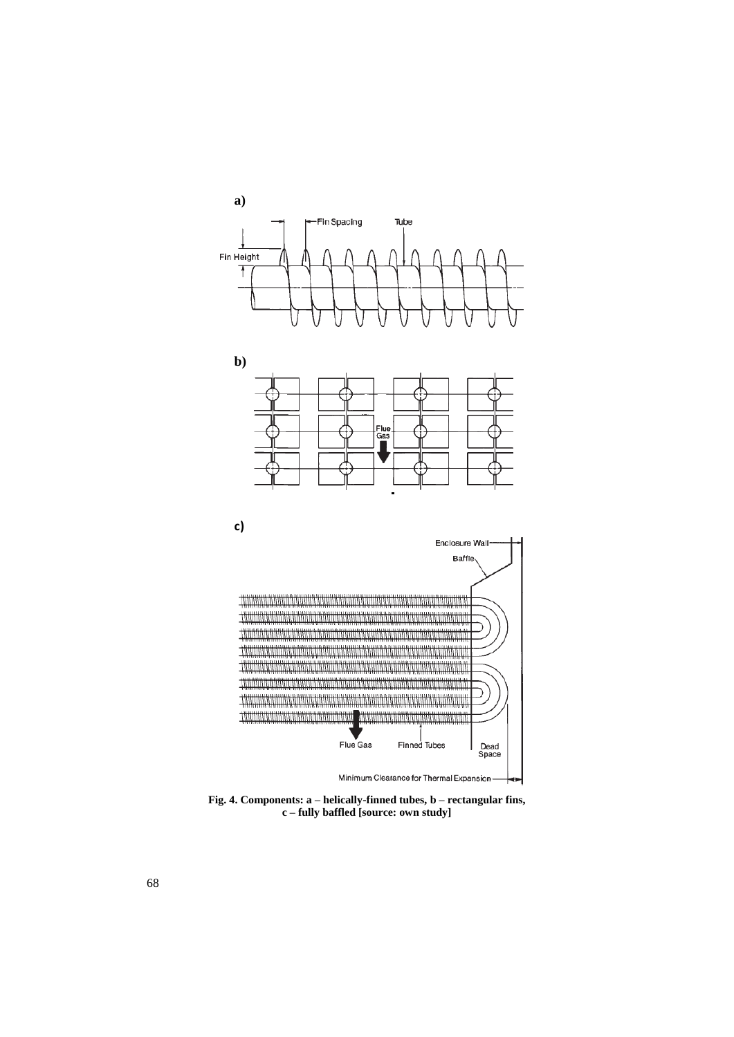a)

Fin Spacing

Tube

Fin Height

b)

Flue Gas

c)

Enclosure Wall

Baffle

Flue Gas

Finned Tubes

Dead Space

Minimum Clearance for Thermal Expansion

**Fig. 4. Components: a – helically-finned tubes, b – rectangular fins, c – fully baffled [source: own study]**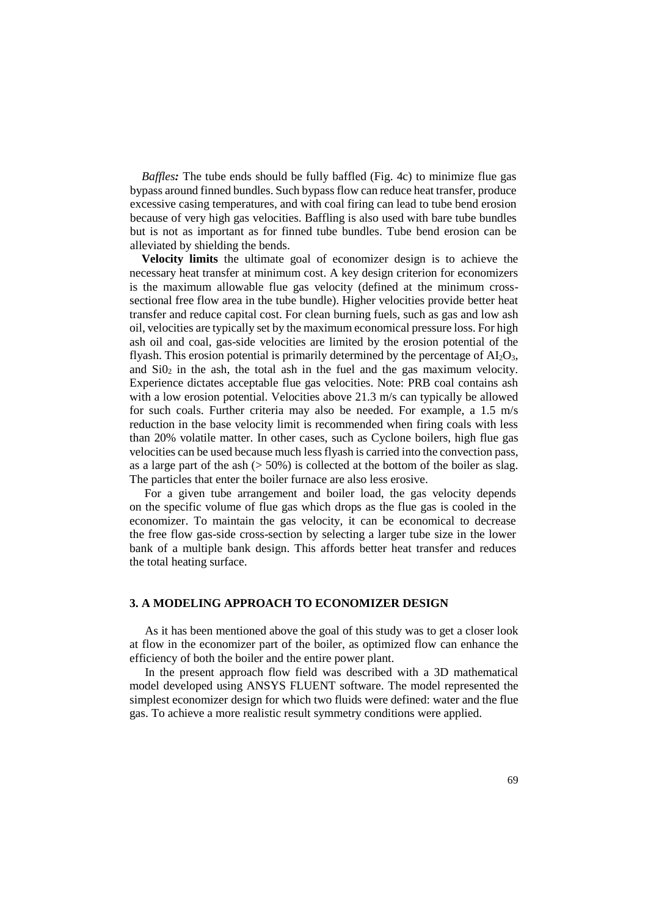*Baffles:* The tube ends should be fully baffled (Fig. 4c) to minimize flue gas bypass around finned bundles. Such bypass flow can reduce heat transfer, produce excessive casing temperatures, and with coal firing can lead to tube bend erosion because of very high gas velocities. Baffling is also used with bare tube bundles but is not as important as for finned tube bundles. Tube bend erosion can be alleviated by shielding the bends.

**Velocity limits** the ultimate goal of economizer design is to achieve the necessary heat transfer at minimum cost. A key design criterion for economizers is the maximum allowable flue gas velocity (defined at the minimum cross-sectional free flow area in the tube bundle). Higher velocities provide better heat transfer and reduce capital cost. For clean burning fuels, such as gas and low ash oil, velocities are typically set by the maximum economical pressure loss. For high ash oil and coal, gas-side velocities are limited by the erosion potential of the flyash. This erosion potential is primarily determined by the percentage of $AI_2O_3$, and $Si0_2$ in the ash, the total ash in the fuel and the gas maximum velocity. Experience dictates acceptable flue gas velocities. Note: PRB coal contains ash with a low erosion potential. Velocities above 21.3 m/s can typically be allowed for such coals. Further criteria may also be needed. For example, a 1.5 m/s reduction in the base velocity limit is recommended when firing coals with less than 20% volatile matter. In other cases, such as Cyclone boilers, high flue gas velocities can be used because much less flyash is carried into the convection pass, as a large part of the ash (> 50%) is collected at the bottom of the boiler as slag. The particles that enter the boiler furnace are also less erosive.

For a given tube arrangement and boiler load, the gas velocity depends on the specific volume of flue gas which drops as the flue gas is cooled in the economizer. To maintain the gas velocity, it can be economical to decrease the free flow gas-side cross-section by selecting a larger tube size in the lower bank of a multiple bank design. This affords better heat transfer and reduces the total heating surface.

## 3. A MODELING APPROACH TO ECONOMIZER DESIGN

As it has been mentioned above the goal of this study was to get a closer look at flow in the economizer part of the boiler, as optimized flow can enhance the efficiency of both the boiler and the entire power plant.

In the present approach flow field was described with a 3D mathematical model developed using ANSYS FLUENT software. The model represented the simplest economizer design for which two fluids were defined: water and the flue gas. To achieve a more realistic result symmetry conditions were applied.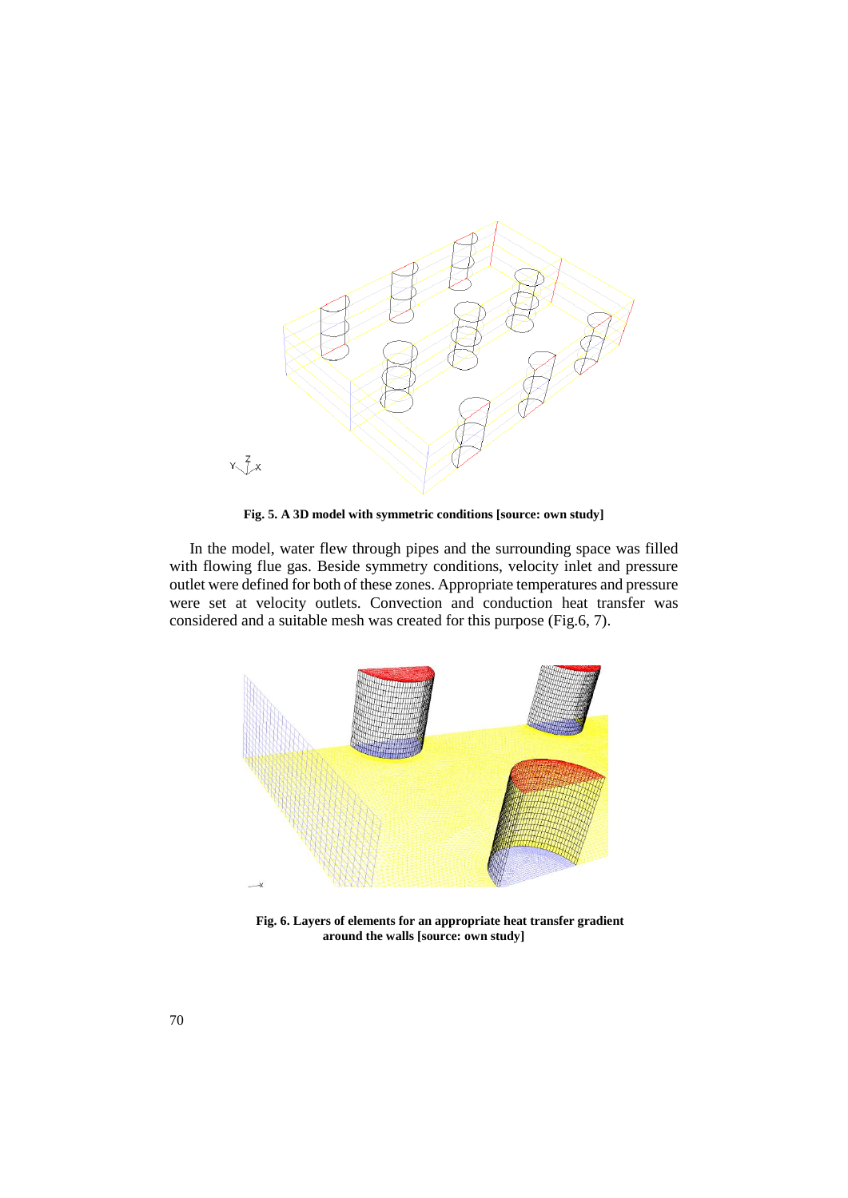Fig. 5. A 3D model with symmetric conditions [source: own study]

In the model, water flew through pipes and the surrounding space was filled with flowing flue gas. Beside symmetry conditions, velocity inlet and pressure outlet were defined for both of these zones. Appropriate temperatures and pressure were set at velocity outlets. Convection and conduction heat transfer was considered and a suitable mesh was created for this purpose (Fig.6, 7).

Fig. 6. Layers of elements for an appropriate heat transfer gradient around the walls [source: own study]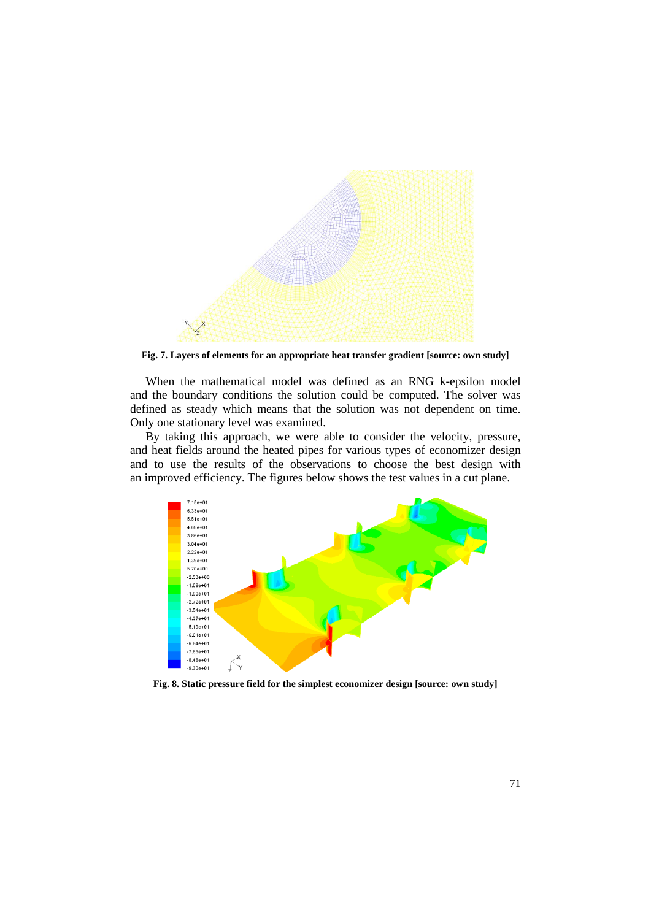Y
X
Z

**Fig. 7. Layers of elements for an appropriate heat transfer gradient [source: own study]**

When the mathematical model was defined as an RNG k-epsilon model and the boundary conditions the solution could be computed. The solver was defined as steady which means that the solution was not dependent on time. Only one stationary level was examined.

By taking this approach, we were able to consider the velocity, pressure, and heat fields around the heated pipes for various types of economizer design and to use the results of the observations to choose the best design with an improved efficiency. The figures below shows the test values in a cut plane.

7.15e+01
6.33e+01
5.51e+01
4.68e+01
3.86e+01
3.04e+01
2.22e+01
1.39e+01
5.70e+00
-2.53e+00
-1.08e+01
-1.90e+01
-2.72e+01
-3.54e+01
-4.37e+01
-5.19e+01
-6.01e+01
-6.84e+01
-7.66e+01
-8.48e+01
-9.30e+01

X
Y
Z

**Fig. 8. Static pressure field for the simplest economizer design [source: own study]**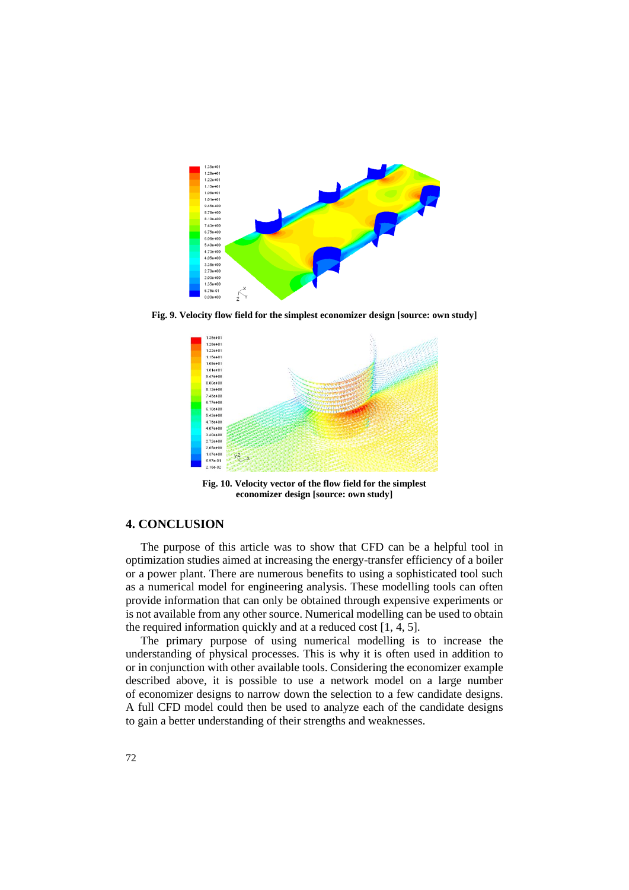1.35e+01
1.28e+01
1.22e+01
1.15e+01
1.08e+01
1.01e+01
9.45e+00
8.78e+00
8.10e+00
7.43e+00
6.75e+00
6.08e+00
5.40e+00
4.73e+00
4.05e+00
3.38e+00
2.70e+00
2.03e+00
1.35e+00
6.75e-01
0.00e+00

**Fig. 9. Velocity flow field for the simplest economizer design [source: own study]**

1.35e+01
1.28e+01
1.22e+01
1.15e+01
1.08e+01
1.01e+01
9.47e+00
8.80e+00
8.12e+00
7.45e+00
6.77e+00
6.10e+00
5.42e+00
4.75e+00
4.07e+00
3.40e+00
2.72e+00
2.05e+00
1.37e+00
6.97e-01
2.16e-02

**Fig. 10. Velocity vector of the flow field for the simplest economizer design [source: own study]**

## 4. CONCLUSION

The purpose of this article was to show that CFD can be a helpful tool in optimization studies aimed at increasing the energy-transfer efficiency of a boiler or a power plant. There are numerous benefits to using a sophisticated tool such as a numerical model for engineering analysis. These modelling tools can often provide information that can only be obtained through expensive experiments or is not available from any other source. Numerical modelling can be used to obtain the required information quickly and at a reduced cost [1, 4, 5].

The primary purpose of using numerical modelling is to increase the understanding of physical processes. This is why it is often used in addition to or in conjunction with other available tools. Considering the economizer example described above, it is possible to use a network model on a large number of economizer designs to narrow down the selection to a few candidate designs. A full CFD model could then be used to analyze each of the candidate designs to gain a better understanding of their strengths and weaknesses.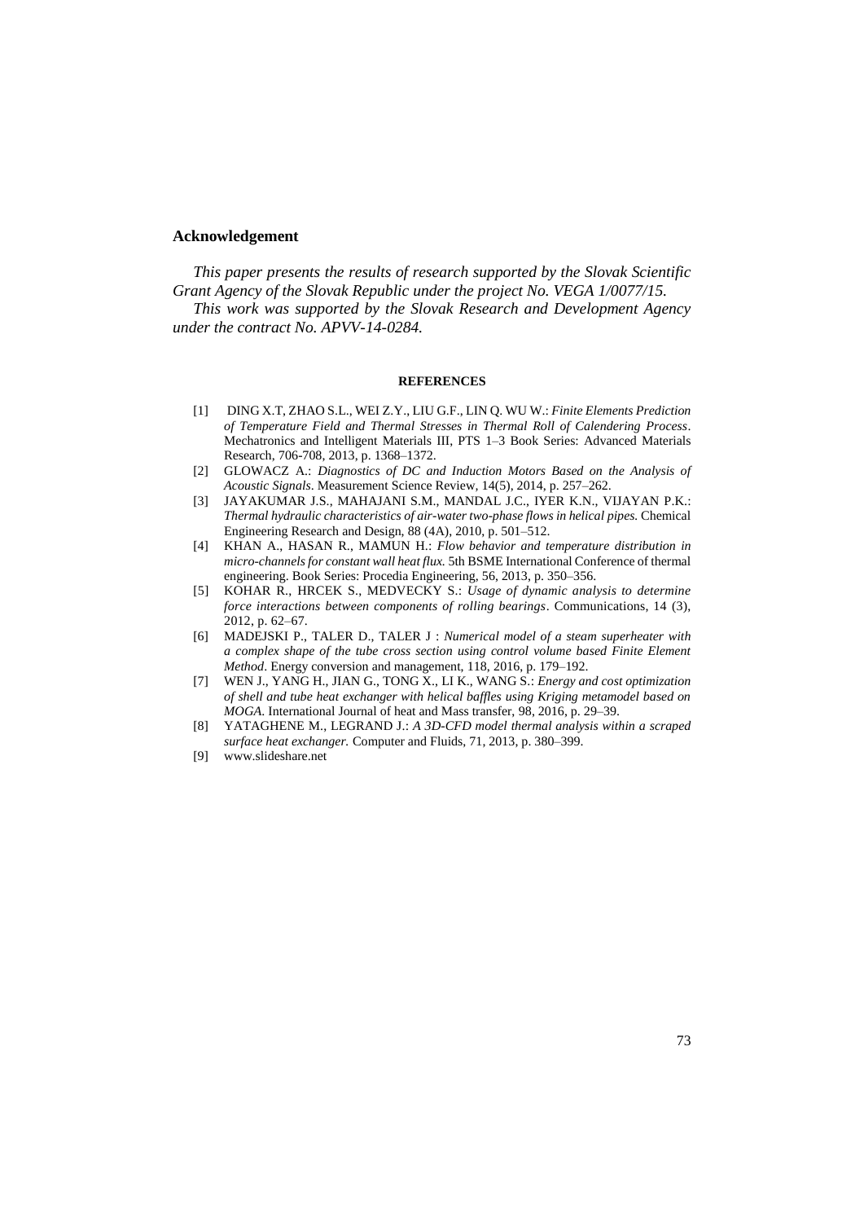## Acknowledgement

*This paper presents the results of research supported by the Slovak Scientific Grant Agency of the Slovak Republic under the project No. VEGA 1/0077/15.*

*This work was supported by the Slovak Research and Development Agency under the contract No. APVV-14-0284.*

### REFERENCES

[1] DING X.T, ZHAO S.L., WEI Z.Y., LIU G.F., LIN Q. WU W.: *Finite Elements Prediction of Temperature Field and Thermal Stresses in Thermal Roll of Calendering Process*. Mechatronics and Intelligent Materials III, PTS 1–3 Book Series: Advanced Materials Research, 706-708, 2013, p. 1368–1372.

[2] GLOWACZ A.: *Diagnostics of DC and Induction Motors Based on the Analysis of Acoustic Signals*. Measurement Science Review, 14(5), 2014, p. 257–262.

[3] JAYAKUMAR J.S., MAHAJANI S.M., MANDAL J.C., IYER K.N., VIJAYAN P.K.: *Thermal hydraulic characteristics of air-water two-phase flows in helical pipes.* Chemical Engineering Research and Design, 88 (4A), 2010, p. 501–512.

[4] KHAN A., HASAN R., MAMUN H.: *Flow behavior and temperature distribution in micro-channels for constant wall heat flux.* 5th BSME International Conference of thermal engineering. Book Series: Procedia Engineering, 56, 2013, p. 350–356.

[5] KOHAR R., HRCEK S., MEDVECKY S.: *Usage of dynamic analysis to determine force interactions between components of rolling bearings*. Communications, 14 (3), 2012, p. 62–67.

[6] MADEJSKI P., TALER D., TALER J : *Numerical model of a steam superheater with a complex shape of the tube cross section using control volume based Finite Element Method*. Energy conversion and management, 118, 2016, p. 179–192.

[7] WEN J., YANG H., JIAN G., TONG X., LI K., WANG S.: *Energy and cost optimization of shell and tube heat exchanger with helical baffles using Kriging metamodel based on MOGA.* International Journal of heat and Mass transfer, 98, 2016, p. 29–39.

[8] YATAGHENE M., LEGRAND J.: *A 3D-CFD model thermal analysis within a scraped surface heat exchanger.* Computer and Fluids, 71, 2013, p. 380–399.

[9] www.slideshare.net